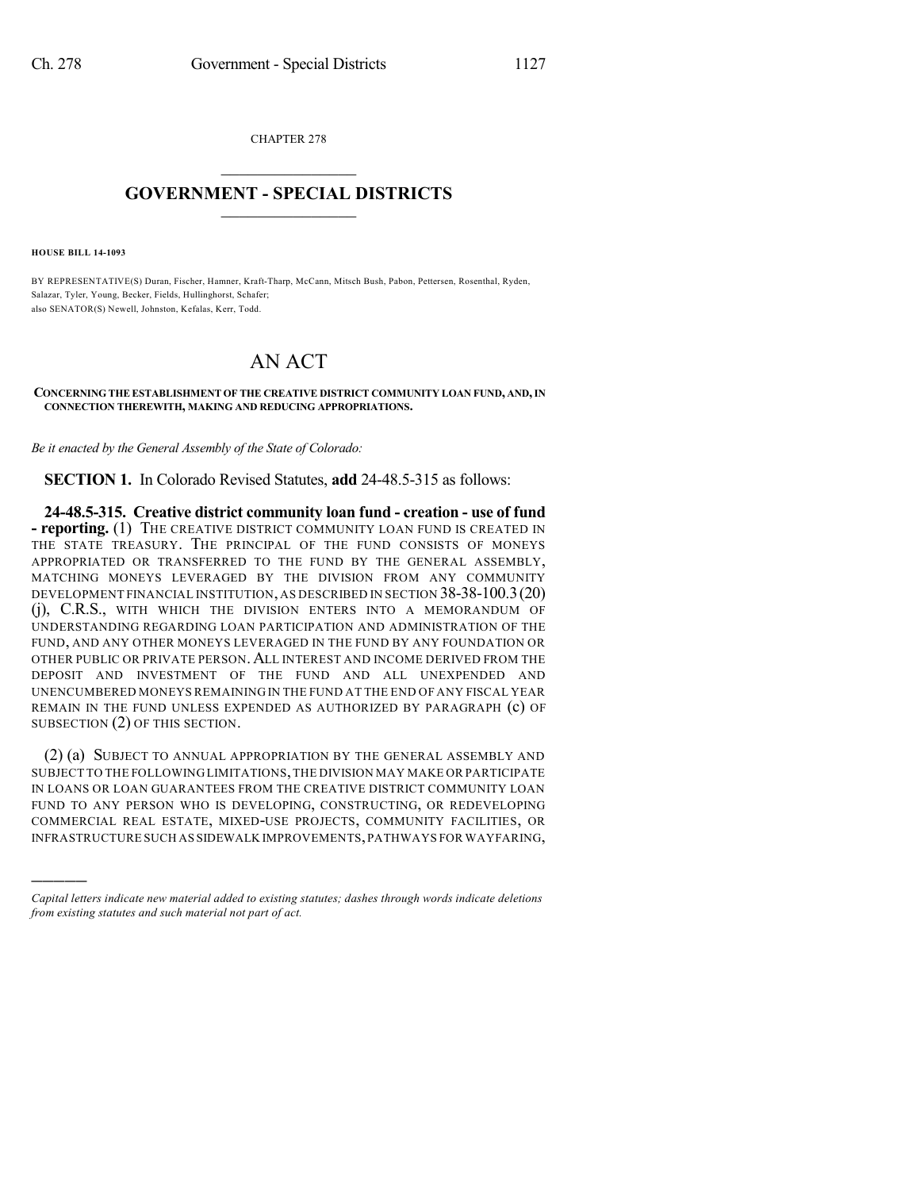CHAPTER 278

# GOVERNMENT - SPECIAL DISTRICTS

**HOUSE BILL 14-1093**

BY REPRESENTATIVE(S) Duran, Fischer, Hamner, Kraft-Tharp, McCann, Mitsch Bush, Pabon, Pettersen, Rosenthal, Ryden, Salazar, Tyler, Young, Becker, Fields, Hullinghorst, Schafer;
also SENATOR(S) Newell, Johnston, Kefalas, Kerr, Todd.

# AN ACT

**CONCERNING THE ESTABLISHMENT OF THE CREATIVE DISTRICT COMMUNITY LOAN FUND, AND, IN CONNECTION THEREWITH, MAKING AND REDUCING APPROPRIATIONS.**

*Be it enacted by the General Assembly of the State of Colorado:*

**SECTION 1.** In Colorado Revised Statutes, **add** 24-48.5-315 as follows:

**24-48.5-315. Creative district community loan fund - creation - use of fund - reporting.** (1) THE CREATIVE DISTRICT COMMUNITY LOAN FUND IS CREATED IN THE STATE TREASURY. THE PRINCIPAL OF THE FUND CONSISTS OF MONEYS APPROPRIATED OR TRANSFERRED TO THE FUND BY THE GENERAL ASSEMBLY, MATCHING MONEYS LEVERAGED BY THE DIVISION FROM ANY COMMUNITY DEVELOPMENT FINANCIAL INSTITUTION, AS DESCRIBED IN SECTION 38-38-100.3 (20) (j), C.R.S., WITH WHICH THE DIVISION ENTERS INTO A MEMORANDUM OF UNDERSTANDING REGARDING LOAN PARTICIPATION AND ADMINISTRATION OF THE FUND, AND ANY OTHER MONEYS LEVERAGED IN THE FUND BY ANY FOUNDATION OR OTHER PUBLIC OR PRIVATE PERSON. ALL INTEREST AND INCOME DERIVED FROM THE DEPOSIT AND INVESTMENT OF THE FUND AND ALL UNEXPENDED AND UNENCUMBERED MONEYS REMAINING IN THE FUND AT THE END OF ANY FISCAL YEAR REMAIN IN THE FUND UNLESS EXPENDED AS AUTHORIZED BY PARAGRAPH (c) OF SUBSECTION (2) OF THIS SECTION.

(2) (a) SUBJECT TO ANNUAL APPROPRIATION BY THE GENERAL ASSEMBLY AND SUBJECT TO THE FOLLOWING LIMITATIONS, THE DIVISION MAY MAKE OR PARTICIPATE IN LOANS OR LOAN GUARANTEES FROM THE CREATIVE DISTRICT COMMUNITY LOAN FUND TO ANY PERSON WHO IS DEVELOPING, CONSTRUCTING, OR REDEVELOPING COMMERCIAL REAL ESTATE, MIXED-USE PROJECTS, COMMUNITY FACILITIES, OR INFRASTRUCTURE SUCH AS SIDEWALK IMPROVEMENTS, PATHWAYS FOR WAYFARING,

---

*Capital letters indicate new material added to existing statutes; dashes through words indicate deletions from existing statutes and such material not part of act.*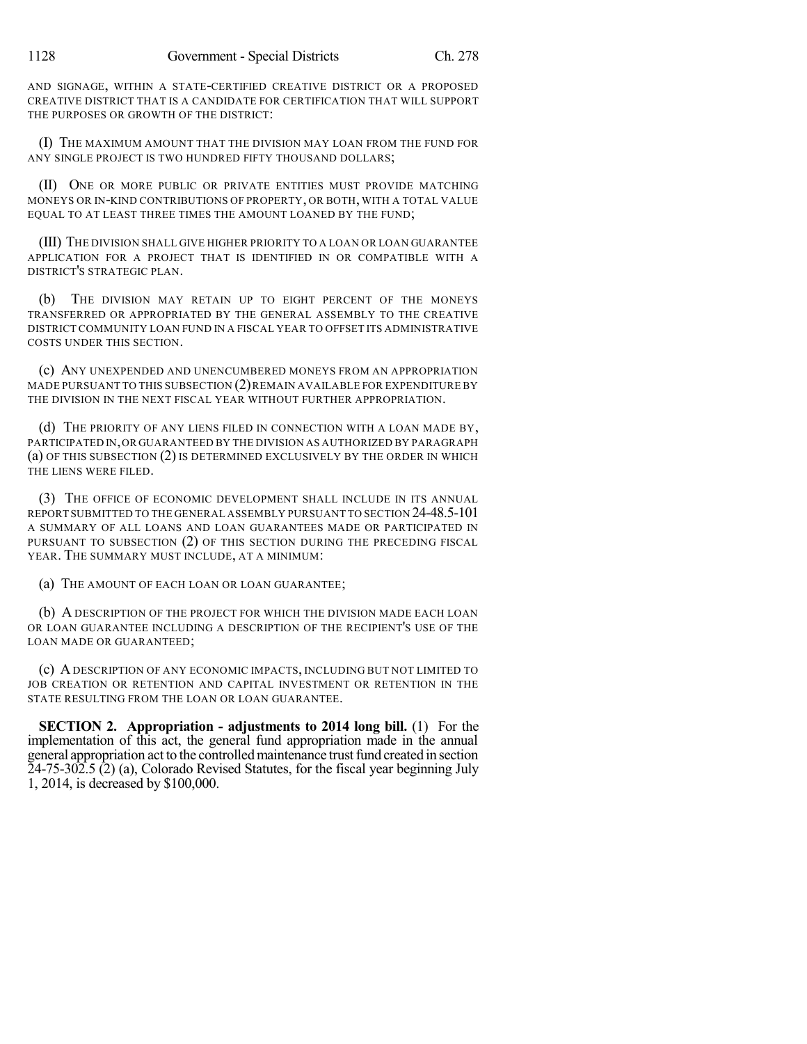AND SIGNAGE, WITHIN A STATE-CERTIFIED CREATIVE DISTRICT OR A PROPOSED CREATIVE DISTRICT THAT IS A CANDIDATE FOR CERTIFICATION THAT WILL SUPPORT THE PURPOSES OR GROWTH OF THE DISTRICT:

(I) THE MAXIMUM AMOUNT THAT THE DIVISION MAY LOAN FROM THE FUND FOR ANY SINGLE PROJECT IS TWO HUNDRED FIFTY THOUSAND DOLLARS;

(II) ONE OR MORE PUBLIC OR PRIVATE ENTITIES MUST PROVIDE MATCHING MONEYS OR IN-KIND CONTRIBUTIONS OF PROPERTY, OR BOTH, WITH A TOTAL VALUE EQUAL TO AT LEAST THREE TIMES THE AMOUNT LOANED BY THE FUND;

(III) THE DIVISION SHALL GIVE HIGHER PRIORITY TO A LOAN OR LOAN GUARANTEE APPLICATION FOR A PROJECT THAT IS IDENTIFIED IN OR COMPATIBLE WITH A DISTRICT'S STRATEGIC PLAN.

(b) THE DIVISION MAY RETAIN UP TO EIGHT PERCENT OF THE MONEYS TRANSFERRED OR APPROPRIATED BY THE GENERAL ASSEMBLY TO THE CREATIVE DISTRICT COMMUNITY LOAN FUND IN A FISCAL YEAR TO OFFSET ITS ADMINISTRATIVE COSTS UNDER THIS SECTION.

(c) ANY UNEXPENDED AND UNENCUMBERED MONEYS FROM AN APPROPRIATION MADE PURSUANT TO THIS SUBSECTION (2) REMAIN AVAILABLE FOR EXPENDITURE BY THE DIVISION IN THE NEXT FISCAL YEAR WITHOUT FURTHER APPROPRIATION.

(d) THE PRIORITY OF ANY LIENS FILED IN CONNECTION WITH A LOAN MADE BY, PARTICIPATED IN, OR GUARANTEED BY THE DIVISION AS AUTHORIZED BY PARAGRAPH (a) OF THIS SUBSECTION (2) IS DETERMINED EXCLUSIVELY BY THE ORDER IN WHICH THE LIENS WERE FILED.

(3) THE OFFICE OF ECONOMIC DEVELOPMENT SHALL INCLUDE IN ITS ANNUAL REPORT SUBMITTED TO THE GENERAL ASSEMBLY PURSUANT TO SECTION 24-48.5-101 A SUMMARY OF ALL LOANS AND LOAN GUARANTEES MADE OR PARTICIPATED IN PURSUANT TO SUBSECTION (2) OF THIS SECTION DURING THE PRECEDING FISCAL YEAR. THE SUMMARY MUST INCLUDE, AT A MINIMUM:

(a) THE AMOUNT OF EACH LOAN OR LOAN GUARANTEE;

(b) A DESCRIPTION OF THE PROJECT FOR WHICH THE DIVISION MADE EACH LOAN OR LOAN GUARANTEE INCLUDING A DESCRIPTION OF THE RECIPIENT'S USE OF THE LOAN MADE OR GUARANTEED;

(c) A DESCRIPTION OF ANY ECONOMIC IMPACTS, INCLUDING BUT NOT LIMITED TO JOB CREATION OR RETENTION AND CAPITAL INVESTMENT OR RETENTION IN THE STATE RESULTING FROM THE LOAN OR LOAN GUARANTEE.

**SECTION 2. Appropriation - adjustments to 2014 long bill.** (1) For the implementation of this act, the general fund appropriation made in the annual general appropriation act to the controlled maintenance trust fund created in section 24-75-302.5 (2) (a), Colorado Revised Statutes, for the fiscal year beginning July 1, 2014, is decreased by $100,000.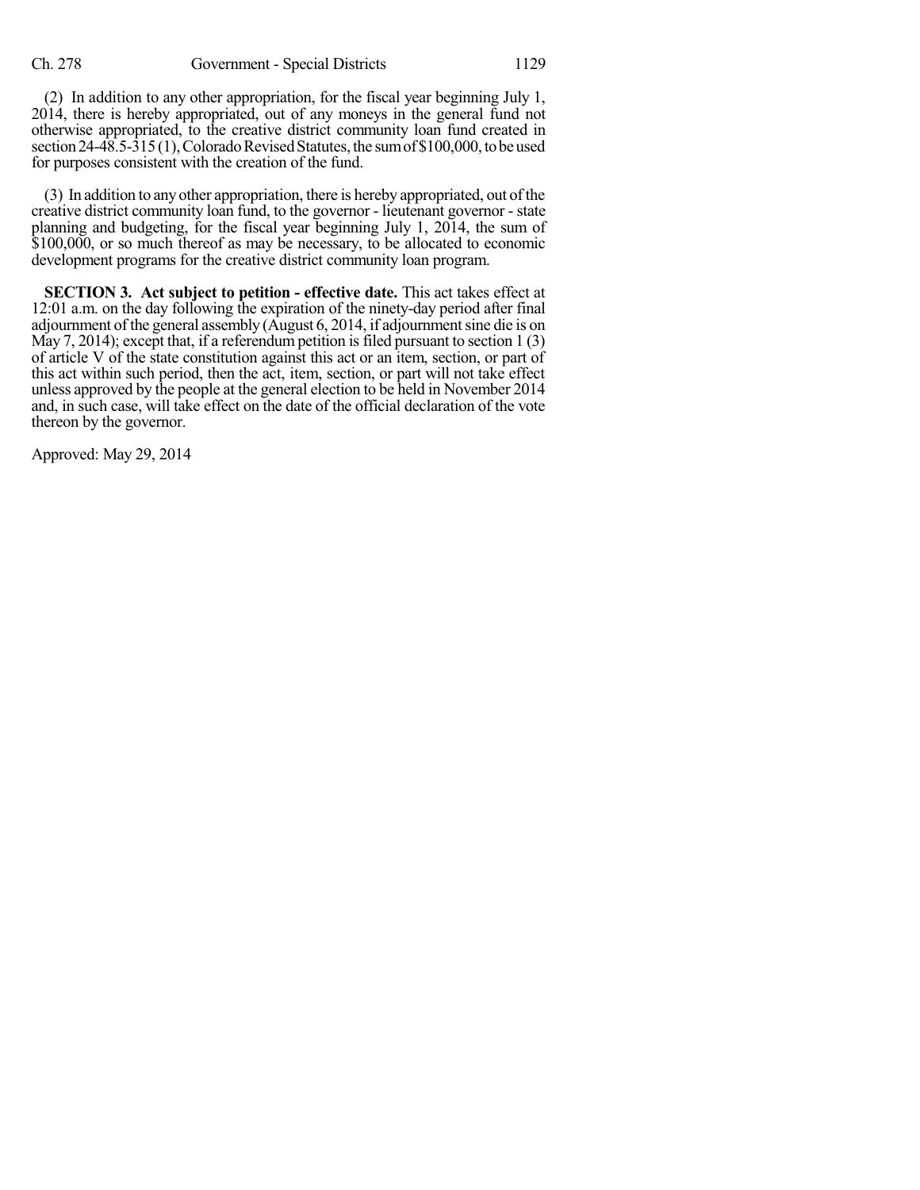(2) In addition to any other appropriation, for the fiscal year beginning July 1, 2014, there is hereby appropriated, out of any moneys in the general fund not otherwise appropriated, to the creative district community loan fund created in section 24-48.5-315 (1), Colorado Revised Statutes, the sum of $100,000, to be used for purposes consistent with the creation of the fund.

(3) In addition to any other appropriation, there is hereby appropriated, out of the creative district community loan fund, to the governor - lieutenant governor - state planning and budgeting, for the fiscal year beginning July 1, 2014, the sum of $100,000, or so much thereof as may be necessary, to be allocated to economic development programs for the creative district community loan program.

**SECTION 3. Act subject to petition - effective date.** This act takes effect at 12:01 a.m. on the day following the expiration of the ninety-day period after final adjournment of the general assembly (August 6, 2014, if adjournment sine die is on May 7, 2014); except that, if a referendum petition is filed pursuant to section 1 (3) of article V of the state constitution against this act or an item, section, or part of this act within such period, then the act, item, section, or part will not take effect unless approved by the people at the general election to be held in November 2014 and, in such case, will take effect on the date of the official declaration of the vote thereon by the governor.

Approved: May 29, 2014